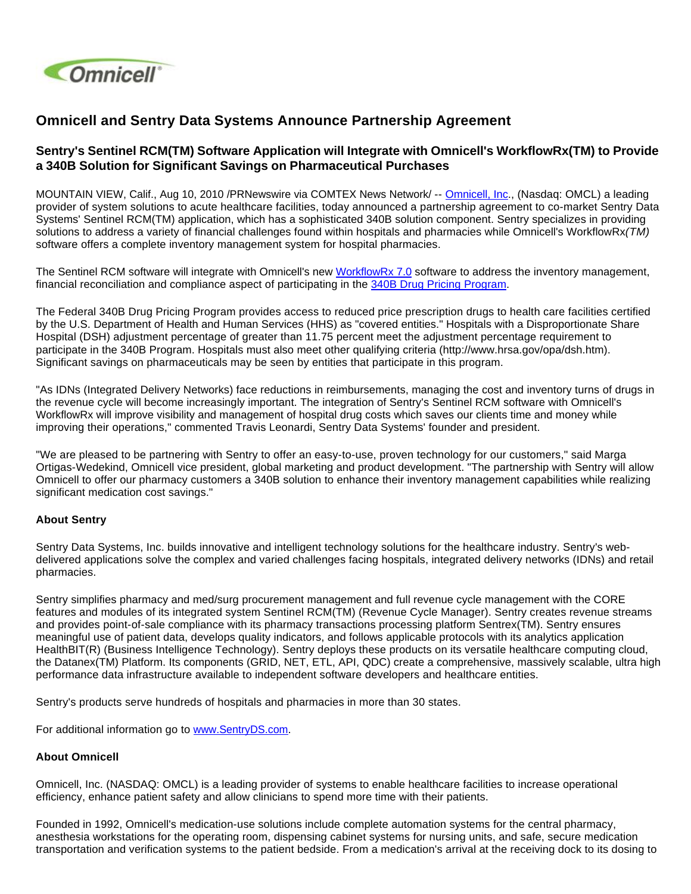# Omnicell and Sentry Data Systems Announce Partnership Agreement

## Sentry's Sentinel RCM(TM) Software Application will Integrate with Omnicell's WorkflowRx(TM) to Provide a 340B Solution for Significant Savings on Pharmaceutical Purchases

MOUNTAIN VIEW, Calif., Aug 10, 2010 /PRNewswire via COMTEX News Network/ -- Omnicell, Inc., (Nasdaq: OMCL) a leading provider of system solutions to acute healthcare facilities, today announced a partnership agreement to co-market Sentry Data Systems' Sentinel RCM(TM) application, which has a sophisticated 340B solution component. Sentry specializes in providing solutions to address a variety of financial challenges found within hospitals and pharmacies while Omnicell's WorkflowRx*(TM)* software offers a complete inventory management system for hospital pharmacies.

The Sentinel RCM software will integrate with Omnicell's new WorkflowRx 7.0 software to address the inventory management, financial reconciliation and compliance aspect of participating in the 340B Drug Pricing Program.

The Federal 340B Drug Pricing Program provides access to reduced price prescription drugs to health care facilities certified by the U.S. Department of Health and Human Services (HHS) as "covered entities." Hospitals with a Disproportionate Share Hospital (DSH) adjustment percentage of greater than 11.75 percent meet the adjustment percentage requirement to participate in the 340B Program. Hospitals must also meet other qualifying criteria (http://www.hrsa.gov/opa/dsh.htm). Significant savings on pharmaceuticals may be seen by entities that participate in this program.

"As IDNs (Integrated Delivery Networks) face reductions in reimbursements, managing the cost and inventory turns of drugs in the revenue cycle will become increasingly important. The integration of Sentry's Sentinel RCM software with Omnicell's WorkflowRx will improve visibility and management of hospital drug costs which saves our clients time and money while improving their operations," commented Travis Leonardi, Sentry Data Systems' founder and president.

"We are pleased to be partnering with Sentry to offer an easy-to-use, proven technology for our customers," said Marga Ortigas-Wedekind, Omnicell vice president, global marketing and product development. "The partnership with Sentry will allow Omnicell to offer our pharmacy customers a 340B solution to enhance their inventory management capabilities while realizing significant medication cost savings."

**About Sentry**

Sentry Data Systems, Inc. builds innovative and intelligent technology solutions for the healthcare industry. Sentry's web-delivered applications solve the complex and varied challenges facing hospitals, integrated delivery networks (IDNs) and retail pharmacies.

Sentry simplifies pharmacy and med/surg procurement management and full revenue cycle management with the CORE features and modules of its integrated system Sentinel RCM(TM) (Revenue Cycle Manager). Sentry creates revenue streams and provides point-of-sale compliance with its pharmacy transactions processing platform Sentrex(TM). Sentry ensures meaningful use of patient data, develops quality indicators, and follows applicable protocols with its analytics application HealthBIT(R) (Business Intelligence Technology). Sentry deploys these products on its versatile healthcare computing cloud, the Datanex(TM) Platform. Its components (GRID, NET, ETL, API, QDC) create a comprehensive, massively scalable, ultra high performance data infrastructure available to independent software developers and healthcare entities.

Sentry's products serve hundreds of hospitals and pharmacies in more than 30 states.

For additional information go to www.SentryDS.com.

**About Omnicell**

Omnicell, Inc. (NASDAQ: OMCL) is a leading provider of systems to enable healthcare facilities to increase operational efficiency, enhance patient safety and allow clinicians to spend more time with their patients.

Founded in 1992, Omnicell's medication-use solutions include complete automation systems for the central pharmacy, anesthesia workstations for the operating room, dispensing cabinet systems for nursing units, and safe, secure medication transportation and verification systems to the patient bedside. From a medication's arrival at the receiving dock to its dosing to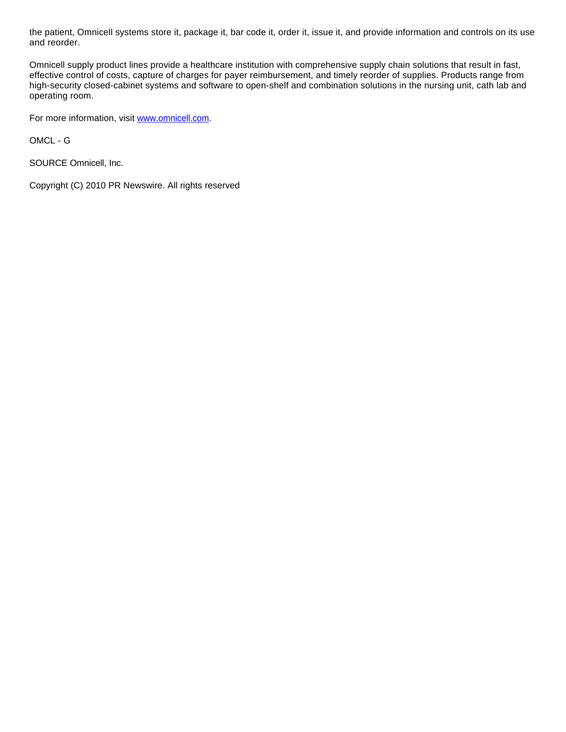the patient, Omnicell systems store it, package it, bar code it, order it, issue it, and provide information and controls on its use and reorder.

Omnicell supply product lines provide a healthcare institution with comprehensive supply chain solutions that result in fast, effective control of costs, capture of charges for payer reimbursement, and timely reorder of supplies. Products range from high-security closed-cabinet systems and software to open-shelf and combination solutions in the nursing unit, cath lab and operating room.

For more information, visit www.omnicell.com.

OMCL - G

SOURCE Omnicell, Inc.

Copyright (C) 2010 PR Newswire. All rights reserved